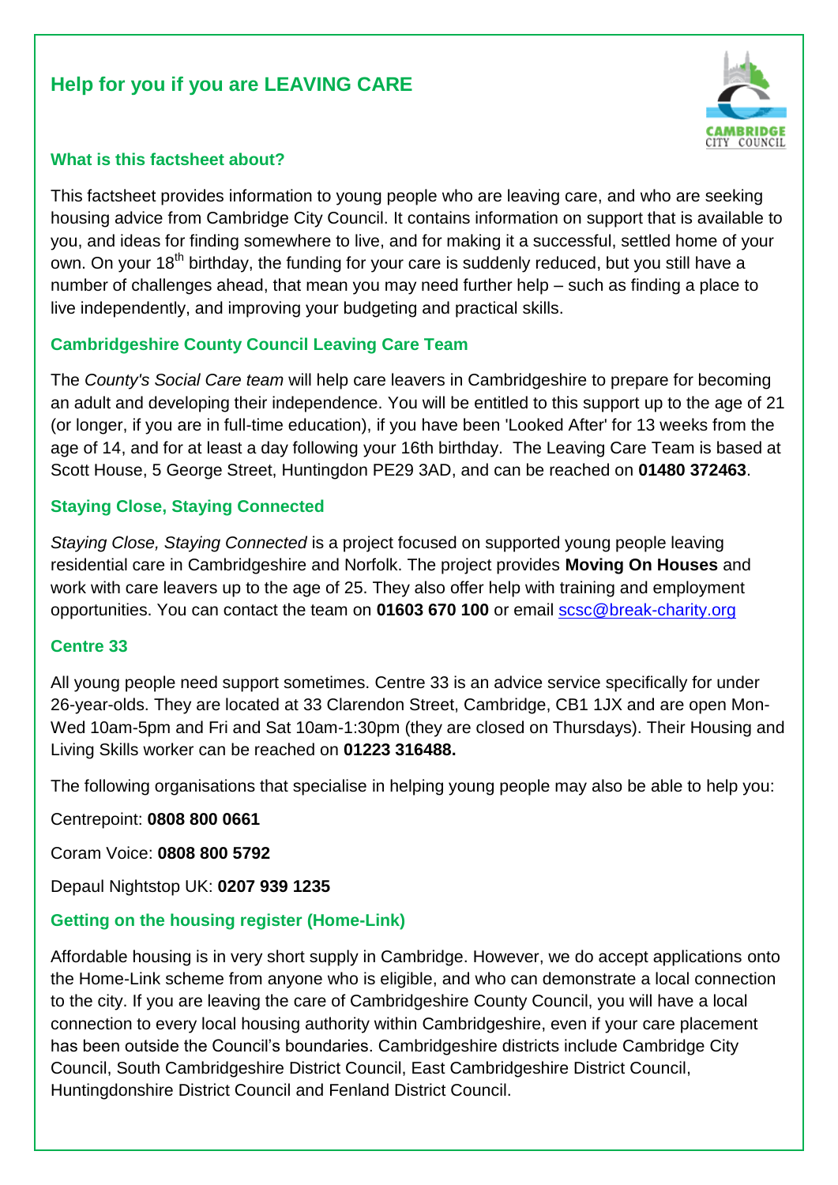# Help for you if you are LEAVING CARE

## What is this factsheet about?

This factsheet provides information to young people who are leaving care, and who are seeking housing advice from Cambridge City Council. It contains information on support that is available to you, and ideas for finding somewhere to live, and for making it a successful, settled home of your own. On your 18th birthday, the funding for your care is suddenly reduced, but you still have a number of challenges ahead, that mean you may need further help – such as finding a place to live independently, and improving your budgeting and practical skills.

## Cambridgeshire County Council Leaving Care Team

The *County's Social Care team* will help care leavers in Cambridgeshire to prepare for becoming an adult and developing their independence. You will be entitled to this support up to the age of 21 (or longer, if you are in full-time education), if you have been 'Looked After' for 13 weeks from the age of 14, and for at least a day following your 16th birthday. The Leaving Care Team is based at Scott House, 5 George Street, Huntingdon PE29 3AD, and can be reached on **01480 372463**.

## Staying Close, Staying Connected

*Staying Close, Staying Connected* is a project focused on supported young people leaving residential care in Cambridgeshire and Norfolk. The project provides **Moving On Houses** and work with care leavers up to the age of 25. They also offer help with training and employment opportunities. You can contact the team on **01603 670 100** or email scsc@break-charity.org

## Centre 33

All young people need support sometimes. Centre 33 is an advice service specifically for under 26-year-olds. They are located at 33 Clarendon Street, Cambridge, CB1 1JX and are open Mon-Wed 10am-5pm and Fri and Sat 10am-1:30pm (they are closed on Thursdays). Their Housing and Living Skills worker can be reached on **01223 316488.**

The following organisations that specialise in helping young people may also be able to help you:

Centrepoint: **0808 800 0661**

Coram Voice: **0808 800 5792**

Depaul Nightstop UK: **0207 939 1235**

## Getting on the housing register (Home-Link)

Affordable housing is in very short supply in Cambridge. However, we do accept applications onto the Home-Link scheme from anyone who is eligible, and who can demonstrate a local connection to the city. If you are leaving the care of Cambridgeshire County Council, you will have a local connection to every local housing authority within Cambridgeshire, even if your care placement has been outside the Council's boundaries. Cambridgeshire districts include Cambridge City Council, South Cambridgeshire District Council, East Cambridgeshire District Council, Huntingdonshire District Council and Fenland District Council.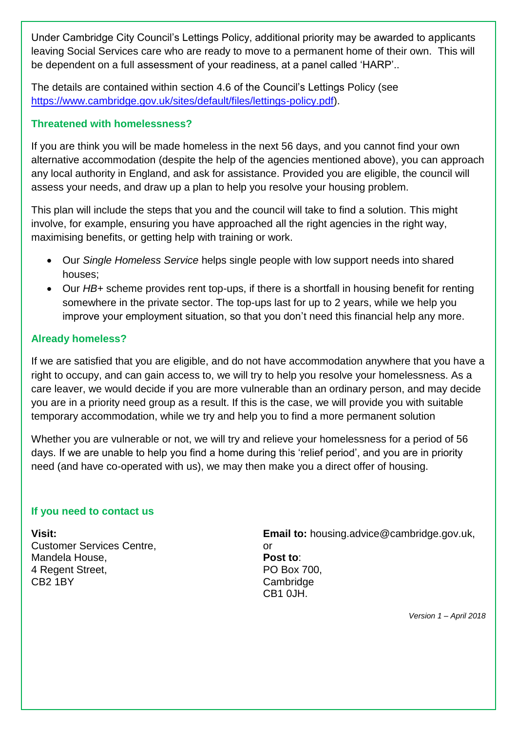Under Cambridge City Council's Lettings Policy, additional priority may be awarded to applicants leaving Social Services care who are ready to move to a permanent home of their own. This will be dependent on a full assessment of your readiness, at a panel called 'HARP'..

The details are contained within section 4.6 of the Council's Lettings Policy (see https://www.cambridge.gov.uk/sites/default/files/lettings-policy.pdf).

### Threatened with homelessness?

If you are think you will be made homeless in the next 56 days, and you cannot find your own alternative accommodation (despite the help of the agencies mentioned above), you can approach any local authority in England, and ask for assistance. Provided you are eligible, the council will assess your needs, and draw up a plan to help you resolve your housing problem.

This plan will include the steps that you and the council will take to find a solution. This might involve, for example, ensuring you have approached all the right agencies in the right way, maximising benefits, or getting help with training or work.

- Our *Single Homeless Service* helps single people with low support needs into shared houses;
- Our *HB+* scheme provides rent top-ups, if there is a shortfall in housing benefit for renting somewhere in the private sector. The top-ups last for up to 2 years, while we help you improve your employment situation, so that you don't need this financial help any more.

### Already homeless?

If we are satisfied that you are eligible, and do not have accommodation anywhere that you have a right to occupy, and can gain access to, we will try to help you resolve your homelessness. As a care leaver, we would decide if you are more vulnerable than an ordinary person, and may decide you are in a priority need group as a result. If this is the case, we will provide you with suitable temporary accommodation, while we try and help you to find a more permanent solution

Whether you are vulnerable or not, we will try and relieve your homelessness for a period of 56 days. If we are unable to help you find a home during this 'relief period', and you are in priority need (and have co-operated with us), we may then make you a direct offer of housing.

### If you need to contact us

**Visit:**
Customer Services Centre,
Mandela House,
4 Regent Street,
CB2 1BY

**Email to:** housing.advice@cambridge.gov.uk,
or
**Post to**:
PO Box 700,
Cambridge
CB1 0JH.

*Version 1 – April 2018*